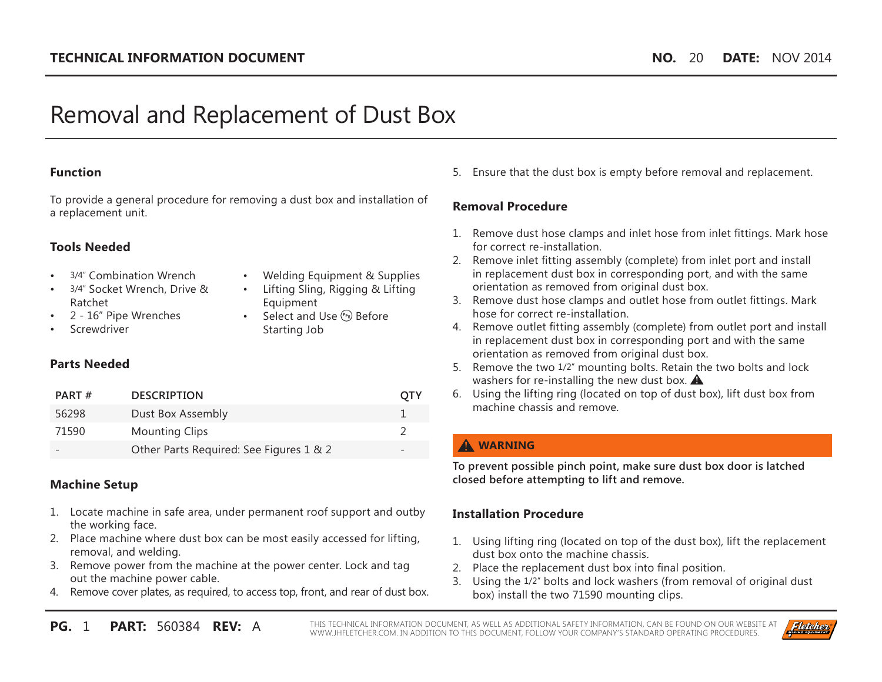# Removal and Replacement of Dust Box

## Function

To provide a general procedure for removing a dust box and installation of a replacement unit.

## Tools Needed

- 3/4" Combination Wrench
- 3/4" Socket Wrench, Drive & Ratchet
- 2 - 16" Pipe Wrenches
- Screwdriver
- Welding Equipment & Supplies
- Lifting Sling, Rigging & Lifting Equipment
- Select and Use PPE Before Starting Job

## Parts Needed

| PART # | DESCRIPTION | QTY |
|---|---|---|
| 56298 | Dust Box Assembly | 1 |
| 71590 | Mounting Clips | 2 |
| - | Other Parts Required: See Figures 1 & 2 | - |

## Machine Setup

1. Locate machine in safe area, under permanent roof support and outby the working face.
2. Place machine where dust box can be most easily accessed for lifting, removal, and welding.
3. Remove power from the machine at the power center. Lock and tag out the machine power cable.
4. Remove cover plates, as required, to access top, front, and rear of dust box.
5. Ensure that the dust box is empty before removal and replacement.

## Removal Procedure

1. Remove dust hose clamps and inlet hose from inlet fittings. Mark hose for correct re-installation.
2. Remove inlet fitting assembly (complete) from inlet port and install in replacement dust box in corresponding port, and with the same orientation as removed from original dust box.
3. Remove dust hose clamps and outlet hose from outlet fittings. Mark hose for correct re-installation.
4. Remove outlet fitting assembly (complete) from outlet port and install in replacement dust box in corresponding port and with the same orientation as removed from original dust box.
5. Remove the two 1/2" mounting bolts. Retain the two bolts and lock washers for re-installing the new dust box. ⚠
6. Using the lifting ring (located on top of dust box), lift dust box from machine chassis and remove.

> ⚠ **WARNING**
>
> **To prevent possible pinch point, make sure dust box door is latched closed before attempting to lift and remove.**

## Installation Procedure

1. Using lifting ring (located on top of the dust box), lift the replacement dust box onto the machine chassis.
2. Place the replacement dust box into final position.
3. Using the 1/2" bolts and lock washers (from removal of original dust box) install the two 71590 mounting clips.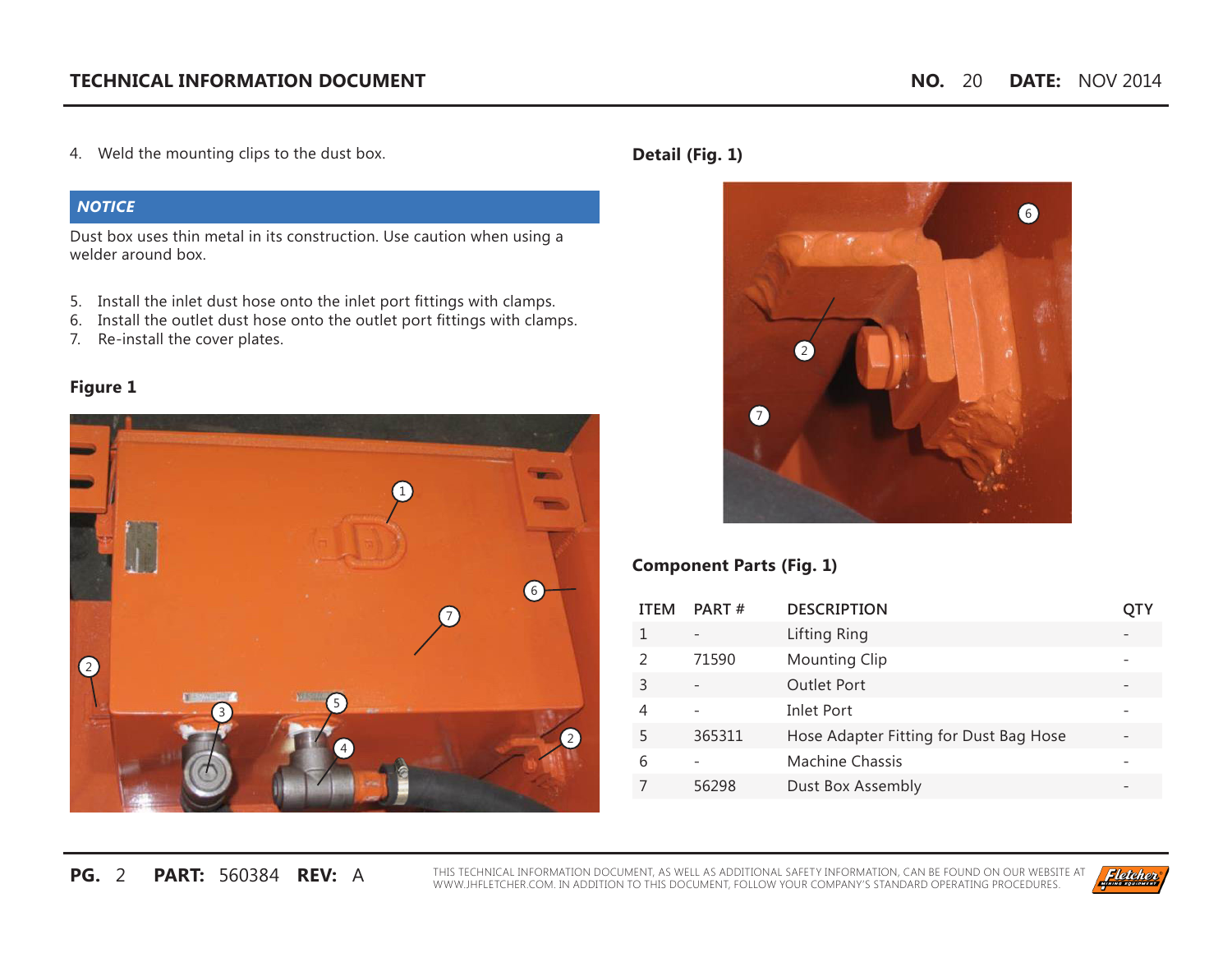4. Weld the mounting clips to the dust box.

***NOTICE***

Dust box uses thin metal in its construction. Use caution when using a welder around box.

5. Install the inlet dust hose onto the inlet port fittings with clamps.
6. Install the outlet dust hose onto the outlet port fittings with clamps.
7. Re-install the cover plates.

**Figure 1**

**Detail (Fig. 1)**

**Component Parts (Fig. 1)**

| ITEM | PART # | DESCRIPTION | QTY |
|---|---|---|---|
| 1 | - | Lifting Ring | - |
| 2 | 71590 | Mounting Clip | - |
| 3 | - | Outlet Port | - |
| 4 | - | Inlet Port | - |
| 5 | 365311 | Hose Adapter Fitting for Dust Bag Hose | - |
| 6 | - | Machine Chassis | - |
| 7 | 56298 | Dust Box Assembly | - |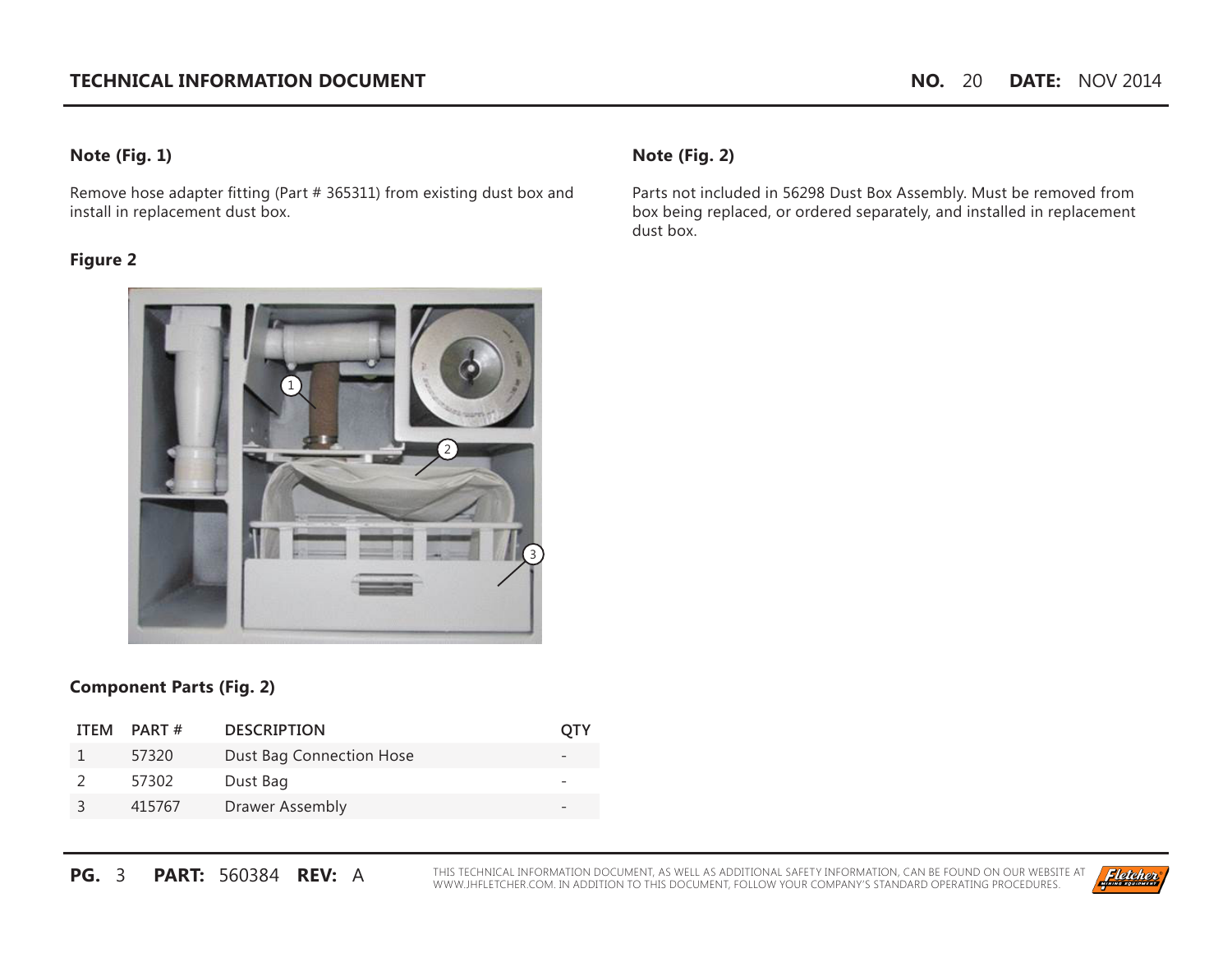### Note (Fig. 1)

Remove hose adapter fitting (Part # 365311) from existing dust box and install in replacement dust box.

### Figure 2

### Component Parts (Fig. 2)

| ITEM | PART # | DESCRIPTION | QTY |
|---|---|---|---|
| 1 | 57320 | Dust Bag Connection Hose | - |
| 2 | 57302 | Dust Bag | - |
| 3 | 415767 | Drawer Assembly | - |

### Note (Fig. 2)

Parts not included in 56298 Dust Box Assembly. Must be removed from box being replaced, or ordered separately, and installed in replacement dust box.